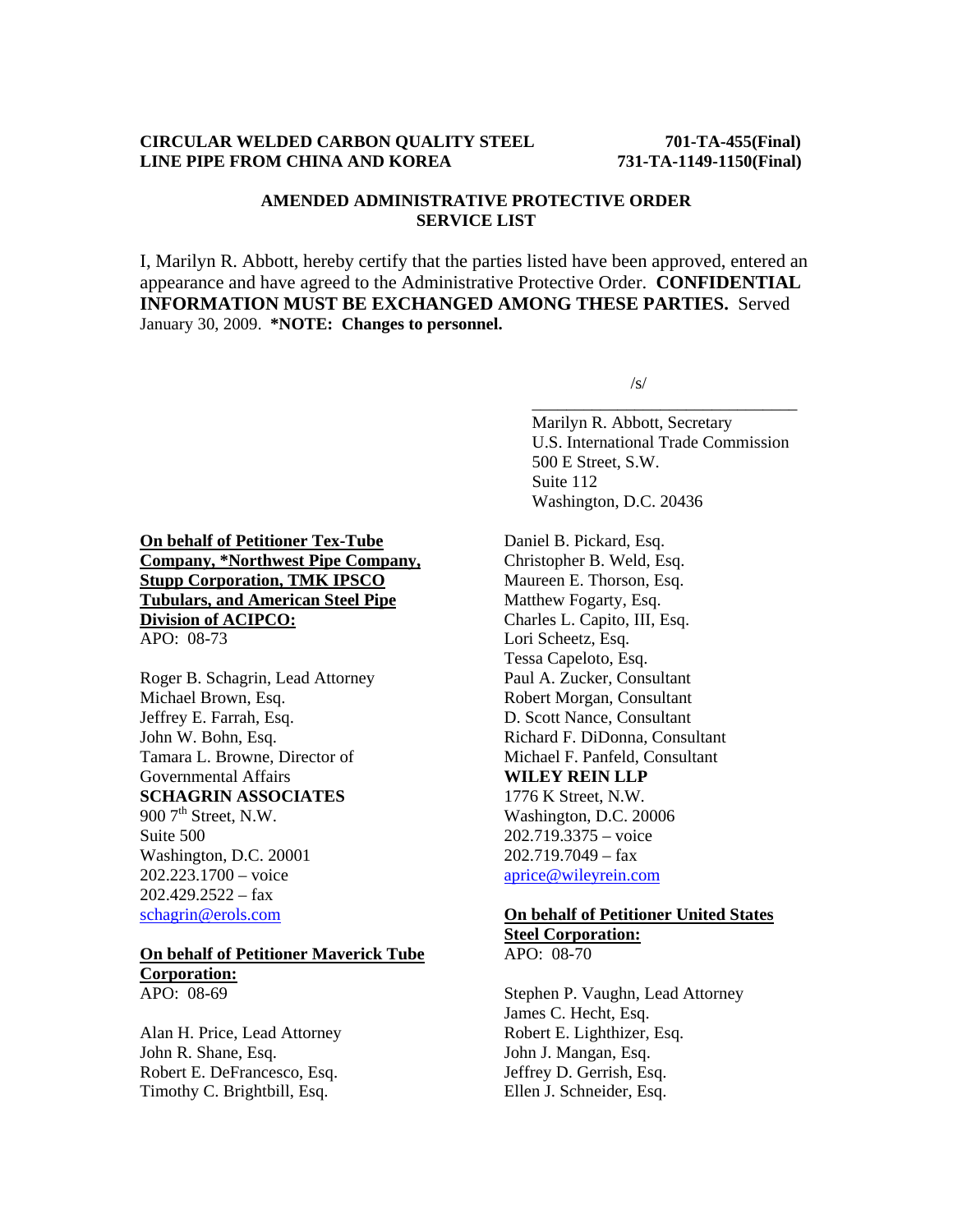**CIRCULAR WELDED CARBON QUALITY STEEL LINE PIPE FROM CHINA AND KOREA**

**701-TA-455(Final)**
**731-TA-1149-1150(Final)**

## AMENDED ADMINISTRATIVE PROTECTIVE ORDER SERVICE LIST

I, Marilyn R. Abbott, hereby certify that the parties listed have been approved, entered an appearance and have agreed to the Administrative Protective Order. **CONFIDENTIAL INFORMATION MUST BE EXCHANGED AMONG THESE PARTIES.** Served January 30, 2009. ***NOTE: Changes to personnel.**

/s/

Marilyn R. Abbott, Secretary
U.S. International Trade Commission
500 E Street, S.W.
Suite 112
Washington, D.C. 20436

**On behalf of Petitioner Tex-Tube Company, *Northwest Pipe Company, Stupp Corporation, TMK IPSCO Tubulars, and American Steel Pipe Division of ACIPCO:**
APO: 08-73

Roger B. Schagrin, Lead Attorney
Michael Brown, Esq.
Jeffrey E. Farrah, Esq.
John W. Bohn, Esq.
Tamara L. Browne, Director of Governmental Affairs
**SCHAGRIN ASSOCIATES**
900 7th Street, N.W.
Suite 500
Washington, D.C. 20001
202.223.1700 – voice
202.429.2522 – fax
schagrin@erols.com

**On behalf of Petitioner Maverick Tube Corporation:**
APO: 08-69

Alan H. Price, Lead Attorney
John R. Shane, Esq.
Robert E. DeFrancesco, Esq.
Timothy C. Brightbill, Esq.
Daniel B. Pickard, Esq.
Christopher B. Weld, Esq.
Maureen E. Thorson, Esq.
Matthew Fogarty, Esq.
Charles L. Capito, III, Esq.
Lori Scheetz, Esq.
Tessa Capeloto, Esq.
Paul A. Zucker, Consultant
Robert Morgan, Consultant
D. Scott Nance, Consultant
Richard F. DiDonna, Consultant
Michael F. Panfeld, Consultant
**WILEY REIN LLP**
1776 K Street, N.W.
Washington, D.C. 20006
202.719.3375 – voice
202.719.7049 – fax
aprice@wileyrein.com

**On behalf of Petitioner United States Steel Corporation:**
APO: 08-70

Stephen P. Vaughn, Lead Attorney
James C. Hecht, Esq.
Robert E. Lighthizer, Esq.
John J. Mangan, Esq.
Jeffrey D. Gerrish, Esq.
Ellen J. Schneider, Esq.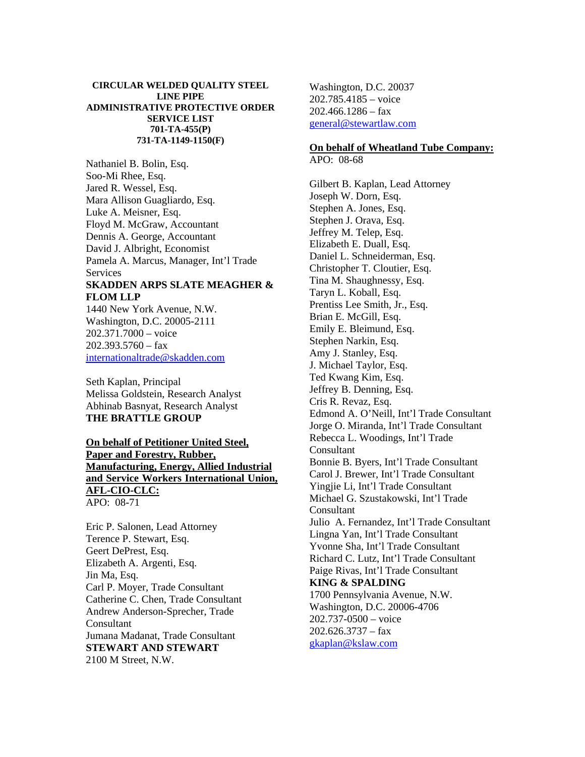**CIRCULAR WELDED QUALITY STEEL LINE PIPE**
**ADMINISTRATIVE PROTECTIVE ORDER SERVICE LIST**
**701-TA-455(P)**
**731-TA-1149-1150(F)**

Nathaniel B. Bolin, Esq.
Soo-Mi Rhee, Esq.
Jared R. Wessel, Esq.
Mara Allison Guagliardo, Esq.
Luke A. Meisner, Esq.
Floyd M. McGraw, Accountant
Dennis A. George, Accountant
David J. Albright, Economist
Pamela A. Marcus, Manager, Int'l Trade Services
**SKADDEN ARPS SLATE MEAGHER & FLOM LLP**
1440 New York Avenue, N.W.
Washington, D.C. 20005-2111
202.371.7000 – voice
202.393.5760 – fax
internationaltrade@skadden.com

Seth Kaplan, Principal
Melissa Goldstein, Research Analyst
Abhinab Basnyat, Research Analyst
**THE BRATTLE GROUP**

**On behalf of Petitioner United Steel, Paper and Forestry, Rubber, Manufacturing, Energy, Allied Industrial and Service Workers International Union, AFL-CIO-CLC:**
APO: 08-71

Eric P. Salonen, Lead Attorney
Terence P. Stewart, Esq.
Geert DePrest, Esq.
Elizabeth A. Argenti, Esq.
Jin Ma, Esq.
Carl P. Moyer, Trade Consultant
Catherine C. Chen, Trade Consultant
Andrew Anderson-Sprecher, Trade Consultant
Jumana Madanat, Trade Consultant
**STEWART AND STEWART**
2100 M Street, N.W.
Washington, D.C. 20037
202.785.4185 – voice
202.466.1286 – fax
general@stewartlaw.com

**On behalf of Wheatland Tube Company:**
APO: 08-68

Gilbert B. Kaplan, Lead Attorney
Joseph W. Dorn, Esq.
Stephen A. Jones, Esq.
Stephen J. Orava, Esq.
Jeffrey M. Telep, Esq.
Elizabeth E. Duall, Esq.
Daniel L. Schneiderman, Esq.
Christopher T. Cloutier, Esq.
Tina M. Shaughnessy, Esq.
Taryn L. Koball, Esq.
Prentiss Lee Smith, Jr., Esq.
Brian E. McGill, Esq.
Emily E. Bleimund, Esq.
Stephen Narkin, Esq.
Amy J. Stanley, Esq.
J. Michael Taylor, Esq.
Ted Kwang Kim, Esq.
Jeffrey B. Denning, Esq.
Cris R. Revaz, Esq.
Edmond A. O'Neill, Int'l Trade Consultant
Jorge O. Miranda, Int'l Trade Consultant
Rebecca L. Woodings, Int'l Trade Consultant
Bonnie B. Byers, Int'l Trade Consultant
Carol J. Brewer, Int'l Trade Consultant
Yingjie Li, Int'l Trade Consultant
Michael G. Szustakowski, Int'l Trade Consultant
Julio A. Fernandez, Int'l Trade Consultant
Lingna Yan, Int'l Trade Consultant
Yvonne Sha, Int'l Trade Consultant
Richard C. Lutz, Int'l Trade Consultant
Paige Rivas, Int'l Trade Consultant
**KING & SPALDING**
1700 Pennsylvania Avenue, N.W.
Washington, D.C. 20006-4706
202.737-0500 – voice
202.626.3737 – fax
gkaplan@kslaw.com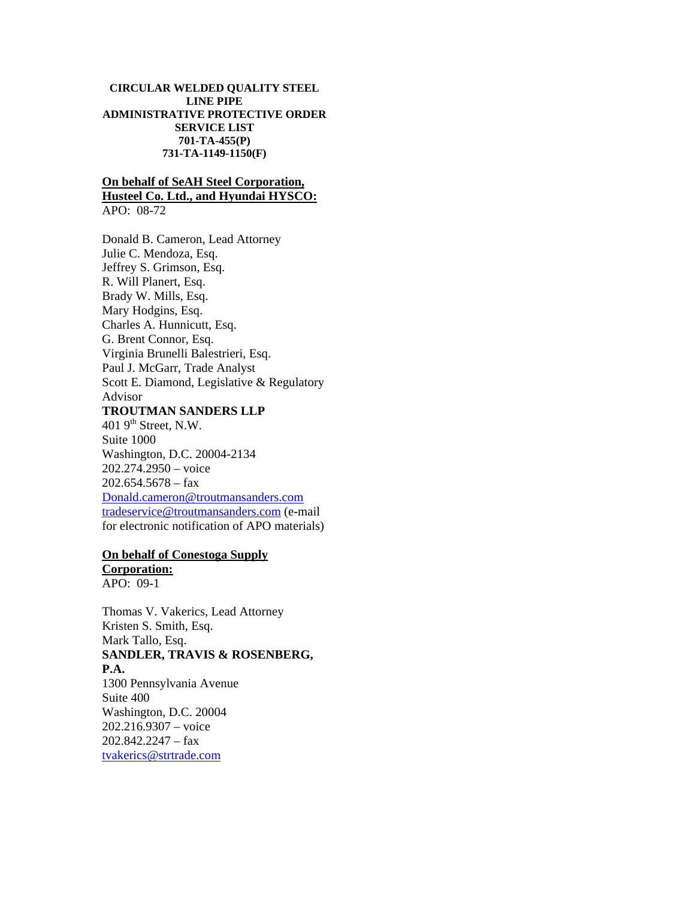**CIRCULAR WELDED QUALITY STEEL LINE PIPE**
**ADMINISTRATIVE PROTECTIVE ORDER SERVICE LIST**
**701-TA-455(P)**
**731-TA-1149-1150(F)**

**On behalf of SeAH Steel Corporation, Husteel Co. Ltd., and Hyundai HYSCO:**
APO: 08-72

Donald B. Cameron, Lead Attorney
Julie C. Mendoza, Esq.
Jeffrey S. Grimson, Esq.
R. Will Planert, Esq.
Brady W. Mills, Esq.
Mary Hodgins, Esq.
Charles A. Hunnicutt, Esq.
G. Brent Connor, Esq.
Virginia Brunelli Balestrieri, Esq.
Paul J. McGarr, Trade Analyst
Scott E. Diamond, Legislative & Regulatory Advisor
**TROUTMAN SANDERS LLP**
401 9th Street, N.W.
Suite 1000
Washington, D.C. 20004-2134
202.274.2950 – voice
202.654.5678 – fax
Donald.cameron@troutmansanders.com
tradeservice@troutmansanders.com (e-mail for electronic notification of APO materials)

**On behalf of Conestoga Supply Corporation:**
APO: 09-1

Thomas V. Vakerics, Lead Attorney
Kristen S. Smith, Esq.
Mark Tallo, Esq.
**SANDLER, TRAVIS & ROSENBERG, P.A.**
1300 Pennsylvania Avenue
Suite 400
Washington, D.C. 20004
202.216.9307 – voice
202.842.2247 – fax
tvakerics@strtrade.com